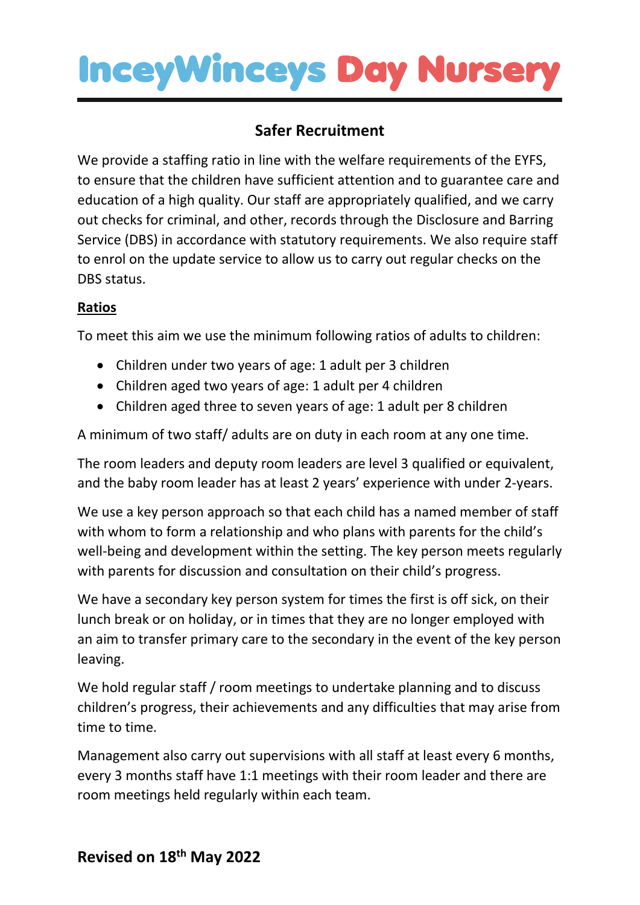# IncеyWinceys Day Nursery

## Safer Recruitment

We provide a staffing ratio in line with the welfare requirements of the EYFS, to ensure that the children have sufficient attention and to guarantee care and education of a high quality. Our staff are appropriately qualified, and we carry out checks for criminal, and other, records through the Disclosure and Barring Service (DBS) in accordance with statutory requirements. We also require staff to enrol on the update service to allow us to carry out regular checks on the DBS status.

### Ratios

To meet this aim we use the minimum following ratios of adults to children:

- Children under two years of age: 1 adult per 3 children
- Children aged two years of age: 1 adult per 4 children
- Children aged three to seven years of age: 1 adult per 8 children

A minimum of two staff/ adults are on duty in each room at any one time.

The room leaders and deputy room leaders are level 3 qualified or equivalent, and the baby room leader has at least 2 years' experience with under 2-years.

We use a key person approach so that each child has a named member of staff with whom to form a relationship and who plans with parents for the child's well-being and development within the setting. The key person meets regularly with parents for discussion and consultation on their child's progress.

We have a secondary key person system for times the first is off sick, on their lunch break or on holiday, or in times that they are no longer employed with an aim to transfer primary care to the secondary in the event of the key person leaving.

We hold regular staff / room meetings to undertake planning and to discuss children's progress, their achievements and any difficulties that may arise from time to time.

Management also carry out supervisions with all staff at least every 6 months, every 3 months staff have 1:1 meetings with their room leader and there are room meetings held regularly within each team.

**Revised on 18th May 2022**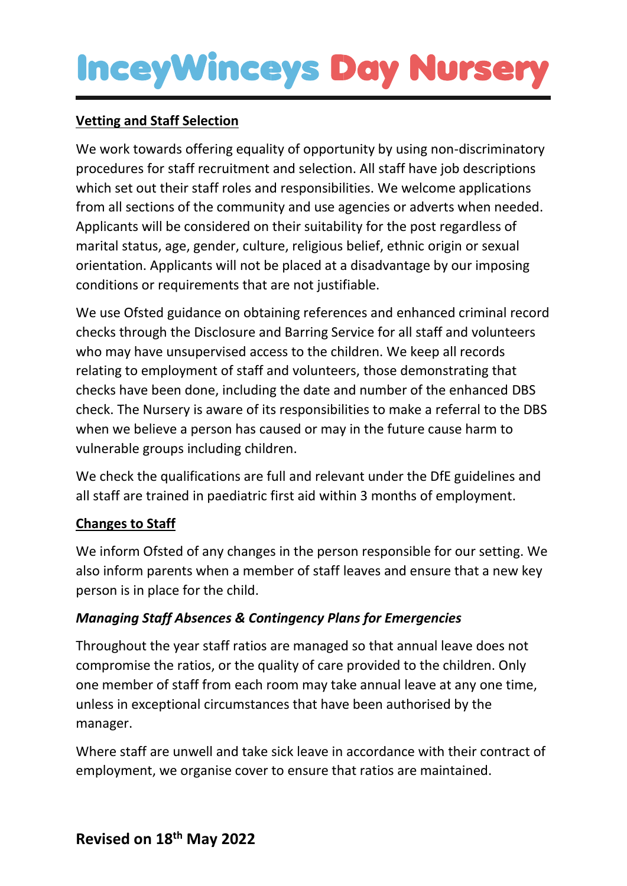**Vetting and Staff Selection**

We work towards offering equality of opportunity by using non-discriminatory procedures for staff recruitment and selection. All staff have job descriptions which set out their staff roles and responsibilities. We welcome applications from all sections of the community and use agencies or adverts when needed. Applicants will be considered on their suitability for the post regardless of marital status, age, gender, culture, religious belief, ethnic origin or sexual orientation. Applicants will not be placed at a disadvantage by our imposing conditions or requirements that are not justifiable.

We use Ofsted guidance on obtaining references and enhanced criminal record checks through the Disclosure and Barring Service for all staff and volunteers who may have unsupervised access to the children. We keep all records relating to employment of staff and volunteers, those demonstrating that checks have been done, including the date and number of the enhanced DBS check. The Nursery is aware of its responsibilities to make a referral to the DBS when we believe a person has caused or may in the future cause harm to vulnerable groups including children.

We check the qualifications are full and relevant under the DfE guidelines and all staff are trained in paediatric first aid within 3 months of employment.

**Changes to Staff**

We inform Ofsted of any changes in the person responsible for our setting. We also inform parents when a member of staff leaves and ensure that a new key person is in place for the child.

***Managing Staff Absences & Contingency Plans for Emergencies***

Throughout the year staff ratios are managed so that annual leave does not compromise the ratios, or the quality of care provided to the children. Only one member of staff from each room may take annual leave at any one time, unless in exceptional circumstances that have been authorised by the manager.

Where staff are unwell and take sick leave in accordance with their contract of employment, we organise cover to ensure that ratios are maintained.

**Revised on 18th May 2022**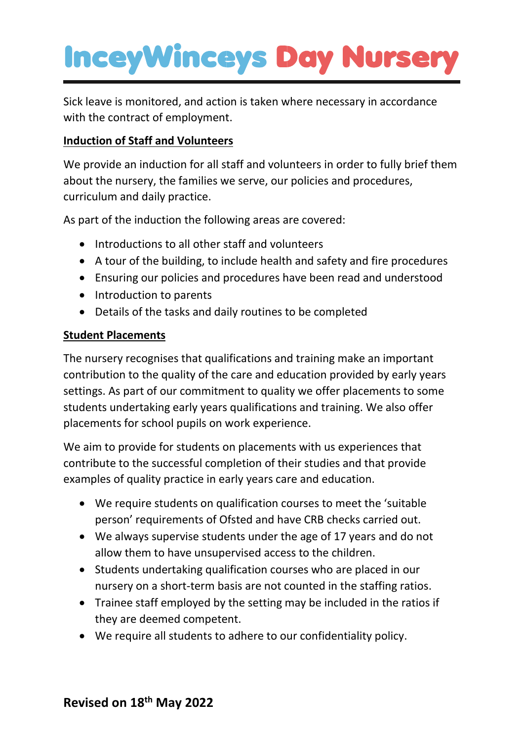Sick leave is monitored, and action is taken where necessary in accordance with the contract of employment.

**Induction of Staff and Volunteers**

We provide an induction for all staff and volunteers in order to fully brief them about the nursery, the families we serve, our policies and procedures, curriculum and daily practice.

As part of the induction the following areas are covered:

- Introductions to all other staff and volunteers
- A tour of the building, to include health and safety and fire procedures
- Ensuring our policies and procedures have been read and understood
- Introduction to parents
- Details of the tasks and daily routines to be completed

**Student Placements**

The nursery recognises that qualifications and training make an important contribution to the quality of the care and education provided by early years settings. As part of our commitment to quality we offer placements to some students undertaking early years qualifications and training. We also offer placements for school pupils on work experience.

We aim to provide for students on placements with us experiences that contribute to the successful completion of their studies and that provide examples of quality practice in early years care and education.

- We require students on qualification courses to meet the 'suitable person' requirements of Ofsted and have CRB checks carried out.
- We always supervise students under the age of 17 years and do not allow them to have unsupervised access to the children.
- Students undertaking qualification courses who are placed in our nursery on a short-term basis are not counted in the staffing ratios.
- Trainee staff employed by the setting may be included in the ratios if they are deemed competent.
- We require all students to adhere to our confidentiality policy.

**Revised on 18th May 2022**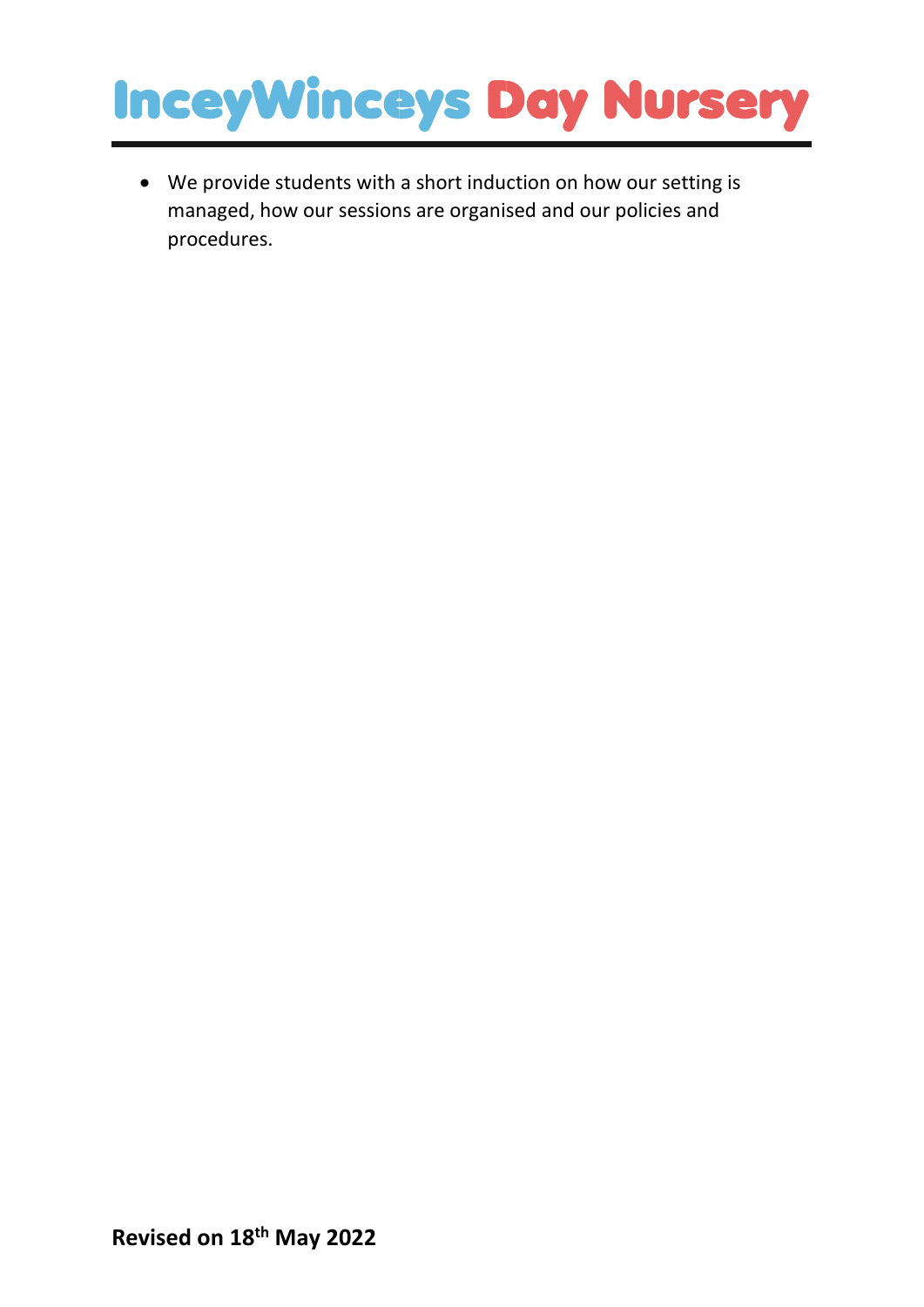- We provide students with a short induction on how our setting is managed, how our sessions are organised and our policies and procedures.

**Revised on 18th May 2022**